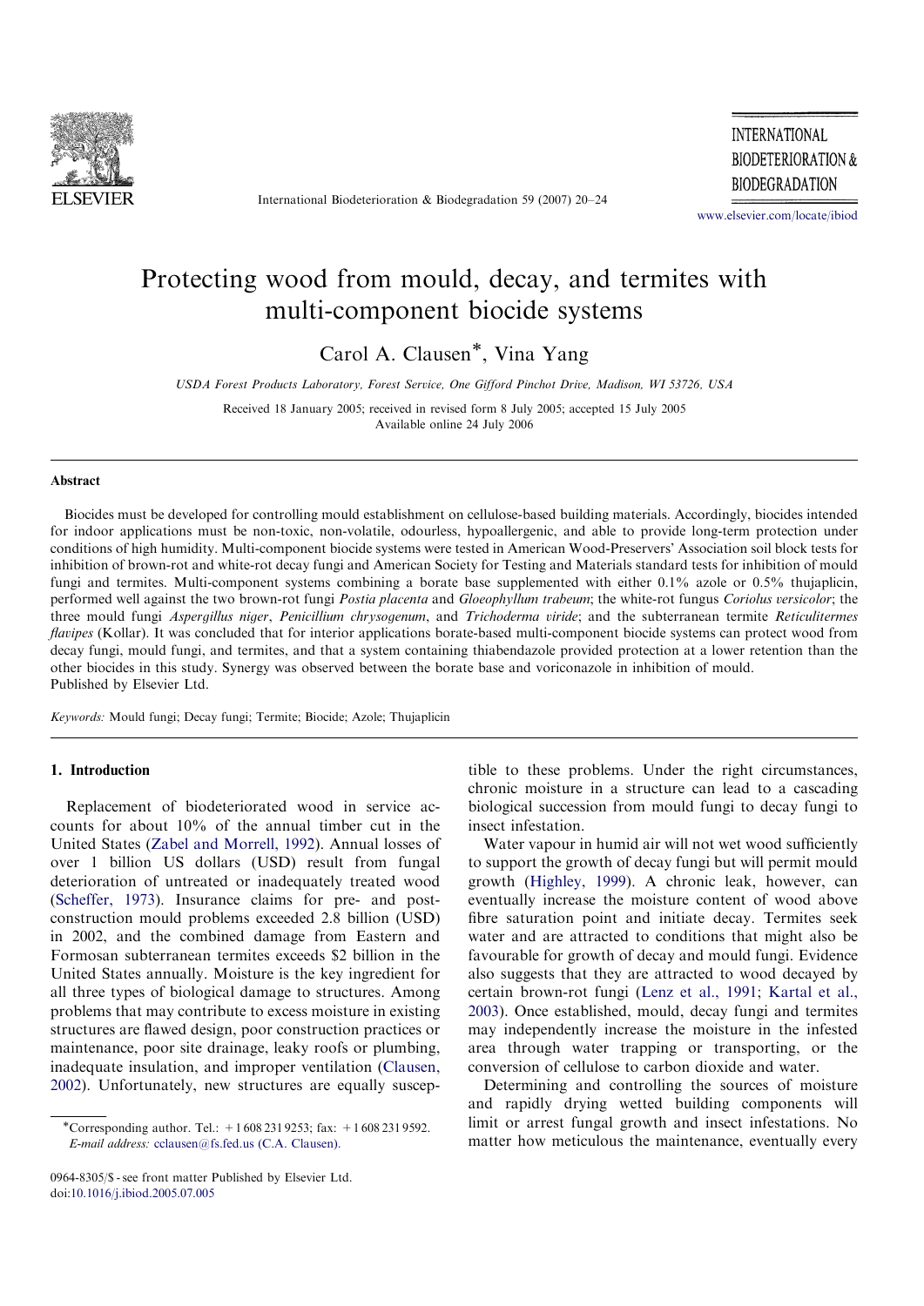# Protecting wood from mould, decay, and termites with multi-component biocide systems

Carol A. Clausen*, Vina Yang

*USDA Forest Products Laboratory, Forest Service, One Gifford Pinchot Drive, Madison, WI 53726, USA*

Received 18 January 2005; received in revised form 8 July 2005; accepted 15 July 2005
Available online 24 July 2006

## Abstract

Biocides must be developed for controlling mould establishment on cellulose-based building materials. Accordingly, biocides intended for indoor applications must be non-toxic, non-volatile, odourless, hypoallergenic, and able to provide long-term protection under conditions of high humidity. Multi-component biocide systems were tested in American Wood-Preservers' Association soil block tests for inhibition of brown-rot and white-rot decay fungi and American Society for Testing and Materials standard tests for inhibition of mould fungi and termites. Multi-component systems combining a borate base supplemented with either 0.1% azole or 0.5% thujaplicin, performed well against the two brown-rot fungi *Postia placenta* and *Gloeophyllum trabeum*; the white-rot fungus *Coriolus versicolor*; the three mould fungi *Aspergillus niger*, *Penicillium chrysogenum*, and *Trichoderma viride*; and the subterranean termite *Reticulitermes flavipes* (Kollar). It was concluded that for interior applications borate-based multi-component biocide systems can protect wood from decay fungi, mould fungi, and termites, and that a system containing thiabendazole provided protection at a lower retention than the other biocides in this study. Synergy was observed between the borate base and voriconazole in inhibition of mould.
Published by Elsevier Ltd.

*Keywords:* Mould fungi; Decay fungi; Termite; Biocide; Azole; Thujaplicin

## 1. Introduction

Replacement of biodeteriorated wood in service accounts for about 10% of the annual timber cut in the United States (Zabel and Morrell, 1992). Annual losses of over 1 billion US dollars (USD) result from fungal deterioration of untreated or inadequately treated wood (Scheffer, 1973). Insurance claims for pre- and post-construction mould problems exceeded 2.8 billion (USD) in 2002, and the combined damage from Eastern and Formosan subterranean termites exceeds $2 billion in the United States annually. Moisture is the key ingredient for all three types of biological damage to structures. Among problems that may contribute to excess moisture in existing structures are flawed design, poor construction practices or maintenance, poor site drainage, leaky roofs or plumbing, inadequate insulation, and improper ventilation (Clausen, 2002). Unfortunately, new structures are equally susceptible to these problems. Under the right circumstances, chronic moisture in a structure can lead to a cascading biological succession from mould fungi to decay fungi to insect infestation.

Water vapour in humid air will not wet wood sufficiently to support the growth of decay fungi but will permit mould growth (Highley, 1999). A chronic leak, however, can eventually increase the moisture content of wood above fibre saturation point and initiate decay. Termites seek water and are attracted to conditions that might also be favourable for growth of decay and mould fungi. Evidence also suggests that they are attracted to wood decayed by certain brown-rot fungi (Lenz et al., 1991; Kartal et al., 2003). Once established, mould, decay fungi and termites may independently increase the moisture in the infested area through water trapping or transporting, or the conversion of cellulose to carbon dioxide and water.

Determining and controlling the sources of moisture and rapidly drying wetted building components will limit or arrest fungal growth and insect infestations. No matter how meticulous the maintenance, eventually every

*Corresponding author. Tel.: +1 608 231 9253; fax: +1 608 231 9592.
*E-mail address:* cclausen@fs.fed.us (C.A. Clausen).

0964-8305/$ - see front matter Published by Elsevier Ltd.
doi:10.1016/j.ibiod.2005.07.005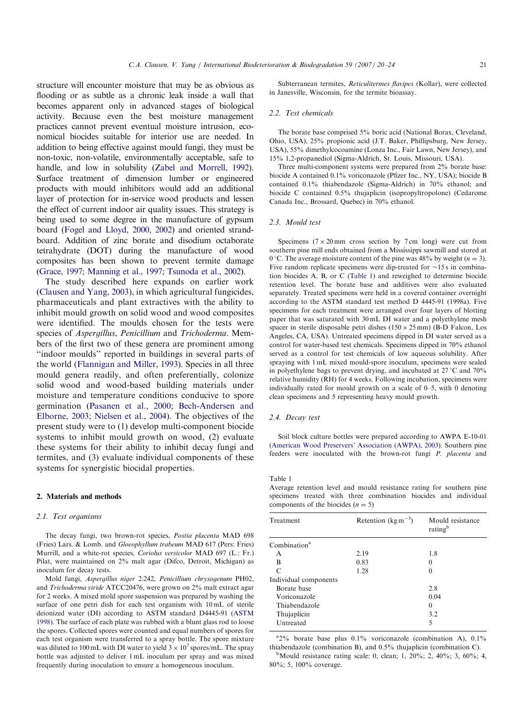structure will encounter moisture that may be as obvious as flooding or as subtle as a chronic leak inside a wall that becomes apparent only in advanced stages of biological activity. Because even the best moisture management practices cannot prevent eventual moisture intrusion, economical biocides suitable for interior use are needed. In addition to being effective against mould fungi, they must be non-toxic, non-volatile, environmentally acceptable, safe to handle, and low in solubility (Zabel and Morrell, 1992). Surface treatment of dimension lumber or engineered products with mould inhibitors would add an additional layer of protection for in-service wood products and lessen the effect of current indoor air quality issues. This strategy is being used to some degree in the manufacture of gypsum board (Fogel and Lloyd, 2000, 2002) and oriented strandboard. Addition of zinc borate and disodium octaborate tetrahydrate (DOT) during the manufacture of wood composites has been shown to prevent termite damage (Grace, 1997; Manning et al., 1997; Tsunoda et al., 2002).

The study described here expands on earlier work (Clausen and Yang, 2003), in which agricultural fungicides, pharmaceuticals and plant extractives with the ability to inhibit mould growth on solid wood and wood composites were identified. The moulds chosen for the tests were species of *Aspergillus*, *Penicillium* and *Trichoderma*. Members of the first two of these genera are prominent among "indoor moulds" reported in buildings in several parts of the world (Flannigan and Miller, 1993). Species in all three mould genera readily, and often preferentially, colonize solid wood and wood-based building materials under moisture and temperature conditions conducive to spore germination (Pasanen et al., 2000; Bech-Andersen and Elborne, 2003; Nielsen et al., 2004). The objectives of the present study were to (1) develop multi-component biocide systems to inhibit mould growth on wood, (2) evaluate these systems for their ability to inhibit decay fungi and termites, and (3) evaluate individual components of these systems for synergistic biocidal properties.

## 2. Materials and methods

### 2.1. Test organisms

The decay fungi, two brown-rot species, *Postia placenta* MAD 698 (Fries) Lars. & Lomb. and *Gloeophyllum trabeum* MAD 617 (Pers: Fries) Murrill, and a white-rot species, *Coriolus versicolor* MAD 697 (L.: Fr.) Pilat, were maintained on 2% malt agar (Difco, Detroit, Michigan) as inoculum for decay tests.

Mold fungi, *Aspergillus niger* 2.242, *Penicillium chrysogenum* PH02, and *Trichoderma viride* ATCC20476, were grown on 2% malt extract agar for 2 weeks. A mixed mold spore suspension was prepared by washing the surface of one petri dish for each test organism with 10 mL of sterile deionized water (DI) according to ASTM standard D4445-91 (ASTM 1998). The surface of each plate was rubbed with a blunt glass rod to loose the spores. Collected spores were counted and equal numbers of spores for each test organism were transferred to a spray bottle. The spore mixture was diluted to 100 mL with DI water to yield $3 \times 10^7$ spores/mL. The spray bottle was adjusted to deliver 1 mL inoculum per spray and was mixed frequently during inoculation to ensure a homogeneous inoculum.

Subterranean termites, *Reticulitermes flavipes* (Kollar), were collected in Janesville, Wisconsin, for the termite bioassay.

### 2.2. Test chemicals

The borate base comprised 5% boric acid (National Borax, Cleveland, Ohio, USA), 25% propionic acid (J.T. Baker, Phillipsburg, New Jersey, USA), 55% dimethylcocoamine (Lonza Inc., Fair Lawn, New Jersey), and 15% 1,2-propanediol (Sigma-Aldrich, St. Louis, Missouri, USA).

Three multi-component systems were prepared from 2% borate base: biocide A contained 0.1% voriconazole (Pfizer Inc., NY, USA); biocide B contained 0.1% thiabendazole (Sigma-Aldrich) in 70% ethanol; and biocide C contained 0.5% thujaplicin (isopropyltropolone) (Cedarome Canada Inc., Brossard, Quebec) in 70% ethanol.

### 2.3. Mould test

Specimens ($7 \times 20$ mm cross section by 7 cm long) were cut from southern pine mill ends obtained from a Mississippi sawmill and stored at 0 °C. The average moisture content of the pine was 48% by weight ($n = 3$). Five random replicate specimens were dip-treated for ~15 s in combination biocides A, B, or C (Table 1) and reweighed to determine biocide retention level. The borate base and additives were also evaluated separately. Treated specimens were held in a covered container overnight according to the ASTM standard test method D 4445-91 (1998a). Five specimens for each treatment were arranged over four layers of blotting paper that was saturated with 30 mL DI water and a polyethylene mesh spacer in sterile disposable petri dishes ($150 \times 25$ mm) (B-D Falcon, Los Angeles, CA, USA). Untreated specimens dipped in DI water served as a control for water-based test chemicals. Specimens dipped in 70% ethanol served as a control for test chemicals of low aqueous solubility. After spraying with 1 mL mixed mould-spore inoculum, specimens were sealed in polyethylene bags to prevent drying, and incubated at 27 °C and 70% relative humidity (RH) for 4 weeks. Following incubation, specimens were individually rated for mould growth on a scale of 0–5, with 0 denoting clean specimens and 5 representing heavy mould growth.

### 2.4. Decay test

Soil block culture bottles were prepared according to AWPA E-10-01 (American Wood Preservers' Association (AWPA), 2003). Southern pine feeders were inoculated with the brown-rot fungi *P. placenta* and

Table 1
Average retention level and mould resistance rating for southern pine specimens treated with three combination biocides and individual components of the biocides ($n = 5$)

| Treatment | Retention (kg m$^{-3}$) | Mould resistance rating[b] |
|---|---|---|
| Combination[a] | | |
| A | 2.19 | 1.8 |
| B | 0.83 | 0 |
| C | 1.28 | 0 |
| Individual components | | |
| Borate base | | 2.8 |
| Voriconazole | | 0.04 |
| Thiabendazole | | 0 |
| Thujaplicin | | 3.2 |
| Untreated | | 5 |

[a]2% borate base plus 0.1% voriconazole (combination A), 0.1% thiabendazole (combination B), and 0.5% thujaplicin (combination C).

[b]Mould resistance rating scale: 0, clean; 1, 20%; 2, 40%; 3, 60%; 4, 80%; 5, 100% coverage.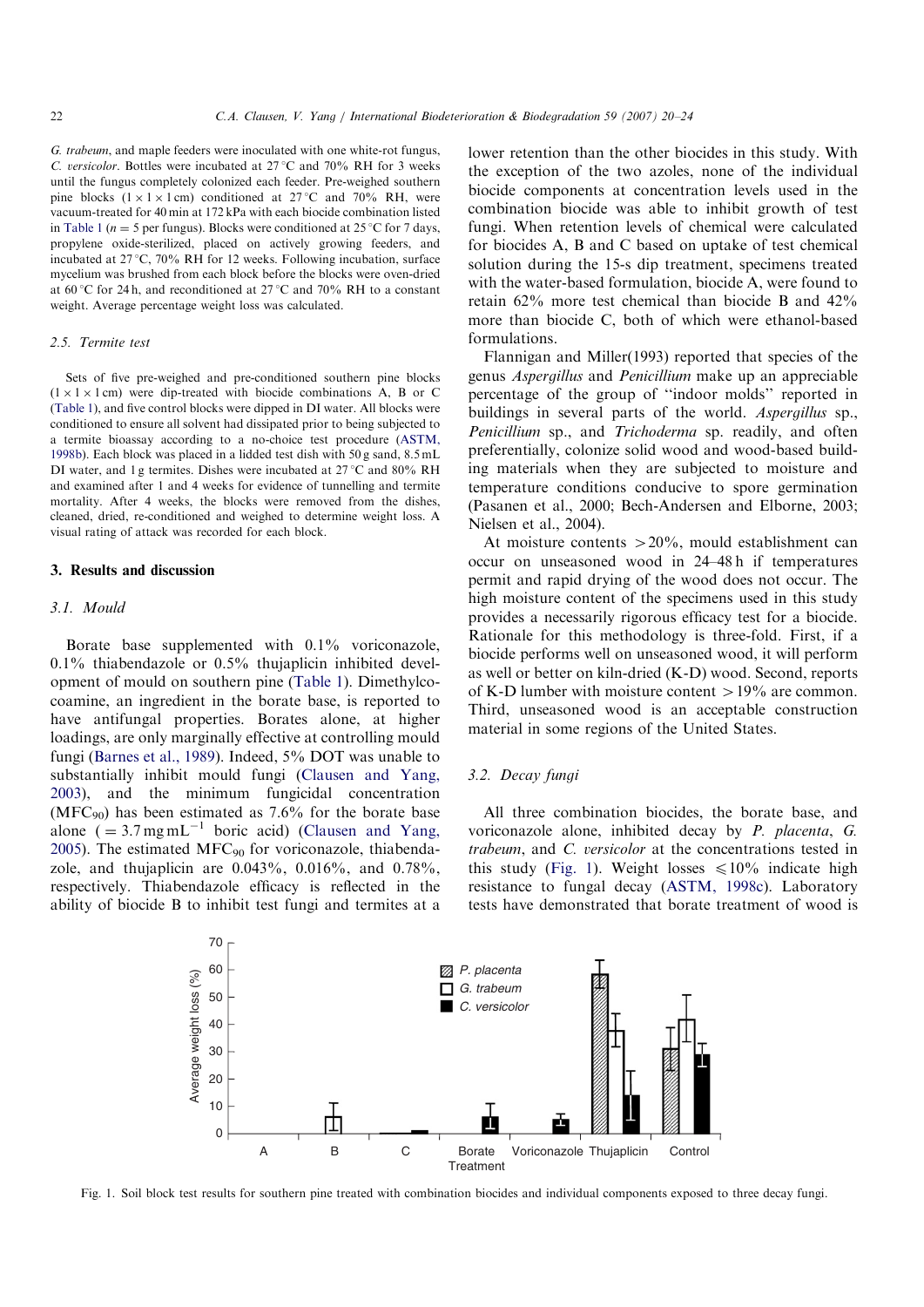*G. trabeum*, and maple feeders were inoculated with one white-rot fungus, *C. versicolor*. Bottles were incubated at 27 °C and 70% RH for 3 weeks until the fungus completely colonized each feeder. Pre-weighed southern pine blocks (1 × 1 × 1 cm) conditioned at 27 °C and 70% RH, were vacuum-treated for 40 min at 172 kPa with each biocide combination listed in Table 1 ($n = 5$ per fungus). Blocks were conditioned at 25 °C for 7 days, propylene oxide-sterilized, placed on actively growing feeders, and incubated at 27 °C, 70% RH for 12 weeks. Following incubation, surface mycelium was brushed from each block before the blocks were oven-dried at 60 °C for 24 h, and reconditioned at 27 °C and 70% RH to a constant weight. Average percentage weight loss was calculated.

### 2.5. Termite test

Sets of five pre-weighed and pre-conditioned southern pine blocks (1 × 1 × 1 cm) were dip-treated with biocide combinations A, B or C (Table 1), and five control blocks were dipped in DI water. All blocks were conditioned to ensure all solvent had dissipated prior to being subjected to a termite bioassay according to a no-choice test procedure (ASTM, 1998b). Each block was placed in a lidded test dish with 50 g sand, 8.5 mL DI water, and 1 g termites. Dishes were incubated at 27 °C and 80% RH and examined after 1 and 4 weeks for evidence of tunnelling and termite mortality. After 4 weeks, the blocks were removed from the dishes, cleaned, dried, re-conditioned and weighed to determine weight loss. A visual rating of attack was recorded for each block.

## 3. Results and discussion

### 3.1. Mould

Borate base supplemented with 0.1% voriconazole, 0.1% thiabendazole or 0.5% thujaplicin inhibited development of mould on southern pine (Table 1). Dimethylcocoamine, an ingredient in the borate base, is reported to have antifungal properties. Borates alone, at higher loadings, are only marginally effective at controlling mould fungi (Barnes et al., 1989). Indeed, 5% DOT was unable to substantially inhibit mould fungi (Clausen and Yang, 2003), and the minimum fungicidal concentration ($MFC_{90}$) has been estimated as 7.6% for the borate base alone ($= 3.7\,mg\,mL^{-1}$ boric acid) (Clausen and Yang, 2005). The estimated $MFC_{90}$ for voriconazole, thiabendazole, and thujaplicin are 0.043%, 0.016%, and 0.78%, respectively. Thiabendazole efficacy is reflected in the ability of biocide B to inhibit test fungi and termites at a lower retention than the other biocides in this study. With the exception of the two azoles, none of the individual biocide components at concentration levels used in the combination biocide was able to inhibit growth of test fungi. When retention levels of chemical were calculated for biocides A, B and C based on uptake of test chemical solution during the 15-s dip treatment, specimens treated with the water-based formulation, biocide A, were found to retain 62% more test chemical than biocide B and 42% more than biocide C, both of which were ethanol-based formulations.

Flannigan and Miller(1993) reported that species of the genus *Aspergillus* and *Penicillium* make up an appreciable percentage of the group of "indoor molds" reported in buildings in several parts of the world. *Aspergillus* sp., *Penicillium* sp., and *Trichoderma* sp. readily, and often preferentially, colonize solid wood and wood-based building materials when they are subjected to moisture and temperature conditions conducive to spore germination (Pasanen et al., 2000; Bech-Andersen and Elborne, 2003; Nielsen et al., 2004).

At moisture contents >20%, mould establishment can occur on unseasoned wood in 24–48 h if temperatures permit and rapid drying of the wood does not occur. The high moisture content of the specimens used in this study provides a necessarily rigorous efficacy test for a biocide. Rationale for this methodology is three-fold. First, if a biocide performs well on unseasoned wood, it will perform as well or better on kiln-dried (K-D) wood. Second, reports of K-D lumber with moisture content >19% are common. Third, unseasoned wood is an acceptable construction material in some regions of the United States.

### 3.2. Decay fungi

All three combination biocides, the borate base, and voriconazole alone, inhibited decay by *P. placenta*, *G. trabeum*, and *C. versicolor* at the concentrations tested in this study (Fig. 1). Weight losses ⩽10% indicate high resistance to fungal decay (ASTM, 1998c). Laboratory tests have demonstrated that borate treatment of wood is

Fig. 1. Soil block test results for southern pine treated with combination biocides and individual components exposed to three decay fungi.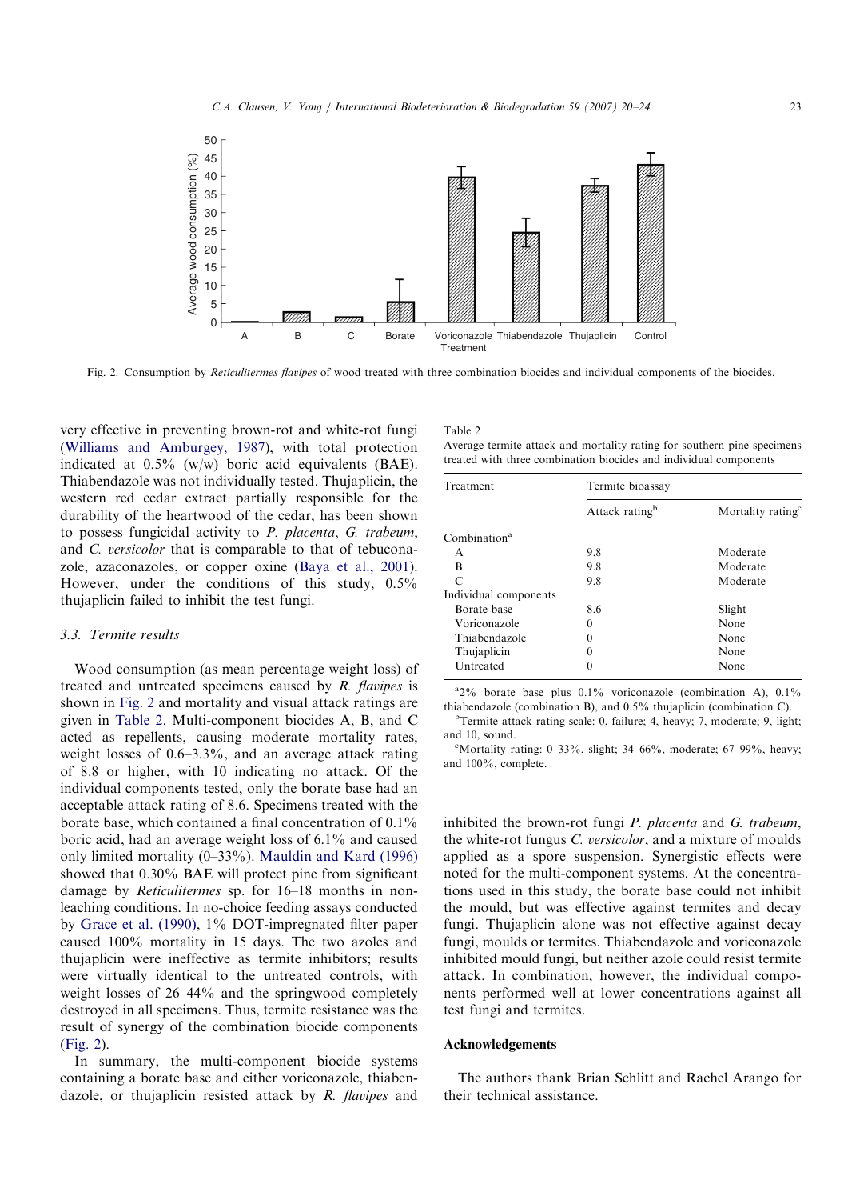Fig. 2. Consumption by *Reticulitermes flavipes* of wood treated with three combination biocides and individual components of the biocides.

very effective in preventing brown-rot and white-rot fungi (Williams and Amburgey, 1987), with total protection indicated at 0.5% (w/w) boric acid equivalents (BAE). Thiabendazole was not individually tested. Thujaplicin, the western red cedar extract partially responsible for the durability of the heartwood of the cedar, has been shown to possess fungicidal activity to *P. placenta*, *G. trabeum*, and *C. versicolor* that is comparable to that of tebuconazole, azaconazoles, or copper oxine (Baya et al., 2001). However, under the conditions of this study, 0.5% thujaplicin failed to inhibit the test fungi.

### 3.3. Termite results

Wood consumption (as mean percentage weight loss) of treated and untreated specimens caused by *R. flavipes* is shown in Fig. 2 and mortality and visual attack ratings are given in Table 2. Multi-component biocides A, B, and C acted as repellents, causing moderate mortality rates, weight losses of 0.6–3.3%, and an average attack rating of 8.8 or higher, with 10 indicating no attack. Of the individual components tested, only the borate base had an acceptable attack rating of 8.6. Specimens treated with the borate base, which contained a final concentration of 0.1% boric acid, had an average weight loss of 6.1% and caused only limited mortality (0–33%). Mauldin and Kard (1996) showed that 0.30% BAE will protect pine from significant damage by *Reticulitermes* sp. for 16–18 months in non-leaching conditions. In no-choice feeding assays conducted by Grace et al. (1990), 1% DOT-impregnated filter paper caused 100% mortality in 15 days. The two azoles and thujaplicin were ineffective as termite inhibitors; results were virtually identical to the untreated controls, with weight losses of 26–44% and the springwood completely destroyed in all specimens. Thus, termite resistance was the result of synergy of the combination biocide components (Fig. 2).

In summary, the multi-component biocide systems containing a borate base and either voriconazole, thiabendazole, or thujaplicin resisted attack by *R. flavipes* and inhibited the brown-rot fungi *P. placenta* and *G. trabeum*, the white-rot fungus *C. versicolor*, and a mixture of moulds applied as a spore suspension. Synergistic effects were noted for the multi-component systems. At the concentrations used in this study, the borate base could not inhibit the mould, but was effective against termites and decay fungi. Thujaplicin alone was not effective against decay fungi, moulds or termites. Thiabendazole and voriconazole inhibited mould fungi, but neither azole could resist termite attack. In combination, however, the individual components performed well at lower concentrations against all test fungi and termites.

Table 2
Average termite attack and mortality rating for southern pine specimens treated with three combination biocides and individual components

| Treatment | Termite bioassay | |
|---|---|---|
| | Attack rating[b] | Mortality rating[c] |
| Combination[a] | | |
| A | 9.8 | Moderate |
| B | 9.8 | Moderate |
| C | 9.8 | Moderate |
| Individual components | | |
| Borate base | 8.6 | Slight |
| Voriconazole | 0 | None |
| Thiabendazole | 0 | None |
| Thujaplicin | 0 | None |
| Untreated | 0 | None |

[a] 2% borate base plus 0.1% voriconazole (combination A), 0.1% thiabendazole (combination B), and 0.5% thujaplicin (combination C).

[b] Termite attack rating scale: 0, failure; 4, heavy; 7, moderate; 9, light; and 10, sound.

[c] Mortality rating: 0–33%, slight; 34–66%, moderate; 67–99%, heavy; and 100%, complete.

## Acknowledgements

The authors thank Brian Schlitt and Rachel Arango for their technical assistance.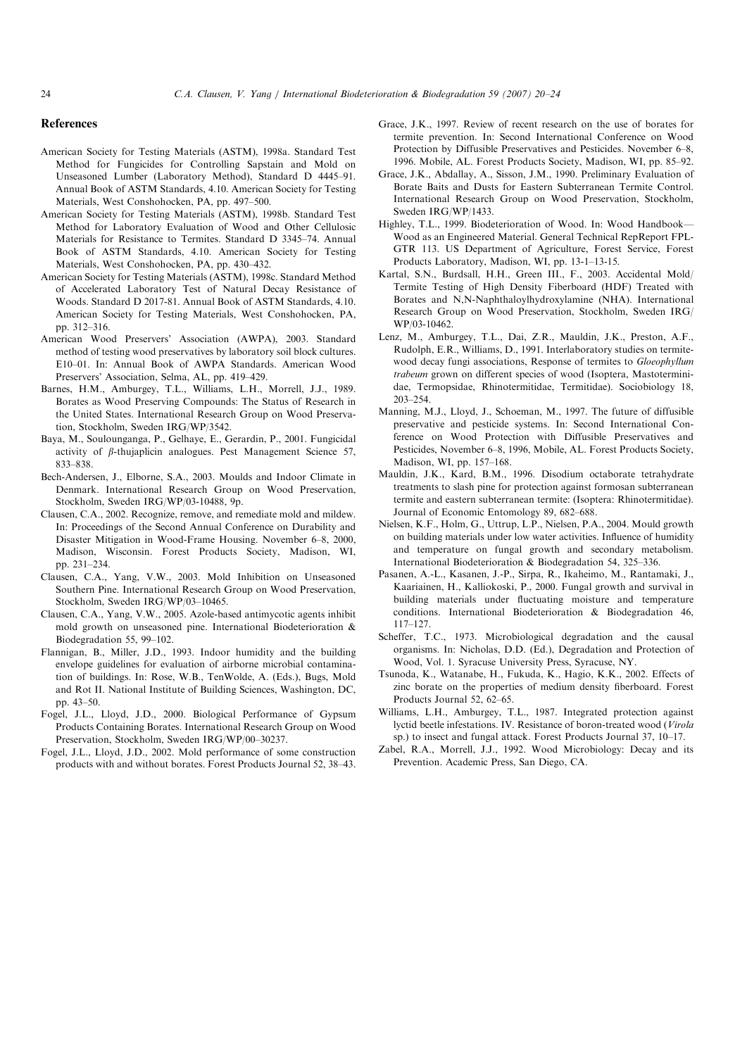## References

American Society for Testing Materials (ASTM), 1998a. Standard Test Method for Fungicides for Controlling Sapstain and Mold on Unseasoned Lumber (Laboratory Method), Standard D 4445–91. Annual Book of ASTM Standards, 4.10. American Society for Testing Materials, West Conshohocken, PA, pp. 497–500.

American Society for Testing Materials (ASTM), 1998b. Standard Test Method for Laboratory Evaluation of Wood and Other Cellulosic Materials for Resistance to Termites. Standard D 3345–74. Annual Book of ASTM Standards, 4.10. American Society for Testing Materials, West Conshohocken, PA, pp. 430–432.

American Society for Testing Materials (ASTM), 1998c. Standard Method of Accelerated Laboratory Test of Natural Decay Resistance of Woods. Standard D 2017-81. Annual Book of ASTM Standards, 4.10. American Society for Testing Materials, West Conshohocken, PA, pp. 312–316.

American Wood Preservers' Association (AWPA), 2003. Standard method of testing wood preservatives by laboratory soil block cultures. E10–01. In: Annual Book of AWPA Standards. American Wood Preservers' Association, Selma, AL, pp. 419–429.

Barnes, H.M., Amburgey, T.L., Williams, L.H., Morrell, J.J., 1989. Borates as Wood Preserving Compounds: The Status of Research in the United States. International Research Group on Wood Preservation, Stockholm, Sweden IRG/WP/3542.

Baya, M., Soulounganga, P., Gelhaye, E., Gerardin, P., 2001. Fungicidal activity of $\beta$-thujaplicin analogues. Pest Management Science 57, 833–838.

Bech-Andersen, J., Elborne, S.A., 2003. Moulds and Indoor Climate in Denmark. International Research Group on Wood Preservation, Stockholm, Sweden IRG/WP/03-10488, 9p.

Clausen, C.A., 2002. Recognize, remove, and remediate mold and mildew. In: Proceedings of the Second Annual Conference on Durability and Disaster Mitigation in Wood-Frame Housing. November 6–8, 2000, Madison, Wisconsin. Forest Products Society, Madison, WI, pp. 231–234.

Clausen, C.A., Yang, V.W., 2003. Mold Inhibition on Unseasoned Southern Pine. International Research Group on Wood Preservation, Stockholm, Sweden IRG/WP/03–10465.

Clausen, C.A., Yang, V.W., 2005. Azole-based antimycotic agents inhibit mold growth on unseasoned pine. International Biodeterioration & Biodegradation 55, 99–102.

Flannigan, B., Miller, J.D., 1993. Indoor humidity and the building envelope guidelines for evaluation of airborne microbial contamination of buildings. In: Rose, W.B., TenWolde, A. (Eds.), Bugs, Mold and Rot II. National Institute of Building Sciences, Washington, DC, pp. 43–50.

Fogel, J.L., Lloyd, J.D., 2000. Biological Performance of Gypsum Products Containing Borates. International Research Group on Wood Preservation, Stockholm, Sweden IRG/WP/00–30237.

Fogel, J.L., Lloyd, J.D., 2002. Mold performance of some construction products with and without borates. Forest Products Journal 52, 38–43.

Grace, J.K., 1997. Review of recent research on the use of borates for termite prevention. In: Second International Conference on Wood Protection by Diffusible Preservatives and Pesticides. November 6–8, 1996. Mobile, AL. Forest Products Society, Madison, WI, pp. 85–92.

Grace, J.K., Abdallay, A., Sisson, J.M., 1990. Preliminary Evaluation of Borate Baits and Dusts for Eastern Subterranean Termite Control. International Research Group on Wood Preservation, Stockholm, Sweden IRG/WP/1433.

Highley, T.L., 1999. Biodeterioration of Wood. In: Wood Handbook—Wood as an Engineered Material. General Technical RepReport FPL-GTR 113. US Department of Agriculture, Forest Service, Forest Products Laboratory, Madison, WI, pp. 13-1–13-15.

Kartal, S.N., Burdsall, H.H., Green III., F., 2003. Accidental Mold/Termite Testing of High Density Fiberboard (HDF) Treated with Borates and N,N-Naphthaloylhydroxylamine (NHA). International Research Group on Wood Preservation, Stockholm, Sweden IRG/WP/03-10462.

Lenz, M., Amburgey, T.L., Dai, Z.R., Mauldin, J.K., Preston, A.F., Rudolph, E.R., Williams, D., 1991. Interlaboratory studies on termite-wood decay fungi associations, Response of termites to *Gloeophyllum trabeum* grown on different species of wood (Isoptera, Mastotermitidae, Termopsidae, Rhinotermitidae, Termitidae). Sociobiology 18, 203–254.

Manning, M.J., Lloyd, J., Schoeman, M., 1997. The future of diffusible preservative and pesticide systems. In: Second International Conference on Wood Protection with Diffusible Preservatives and Pesticides, November 6–8, 1996, Mobile, AL. Forest Products Society, Madison, WI, pp. 157–168.

Mauldin, J.K., Kard, B.M., 1996. Disodium octaborate tetrahydrate treatments to slash pine for protection against formosan subterranean termite and eastern subterranean termite: (Isoptera: Rhinotermitidae). Journal of Economic Entomology 89, 682–688.

Nielsen, K.F., Holm, G., Uttrup, L.P., Nielsen, P.A., 2004. Mould growth on building materials under low water activities. Influence of humidity and temperature on fungal growth and secondary metabolism. International Biodeterioration & Biodegradation 54, 325–336.

Pasanen, A.-L., Kasanen, J.-P., Sirpa, R., Ikaheimo, M., Rantamaki, J., Kaariainen, H., Kalliokoski, P., 2000. Fungal growth and survival in building materials under fluctuating moisture and temperature conditions. International Biodeterioration & Biodegradation 46, 117–127.

Scheffer, T.C., 1973. Microbiological degradation and the causal organisms. In: Nicholas, D.D. (Ed.), Degradation and Protection of Wood, Vol. 1. Syracuse University Press, Syracuse, NY.

Tsunoda, K., Watanabe, H., Fukuda, K., Hagio, K.K., 2002. Effects of zinc borate on the properties of medium density fiberboard. Forest Products Journal 52, 62–65.

Williams, L.H., Amburgey, T.L., 1987. Integrated protection against lyctid beetle infestations. IV. Resistance of boron-treated wood (*Virola* sp.) to insect and fungal attack. Forest Products Journal 37, 10–17.

Zabel, R.A., Morrell, J.J., 1992. Wood Microbiology: Decay and its Prevention. Academic Press, San Diego, CA.